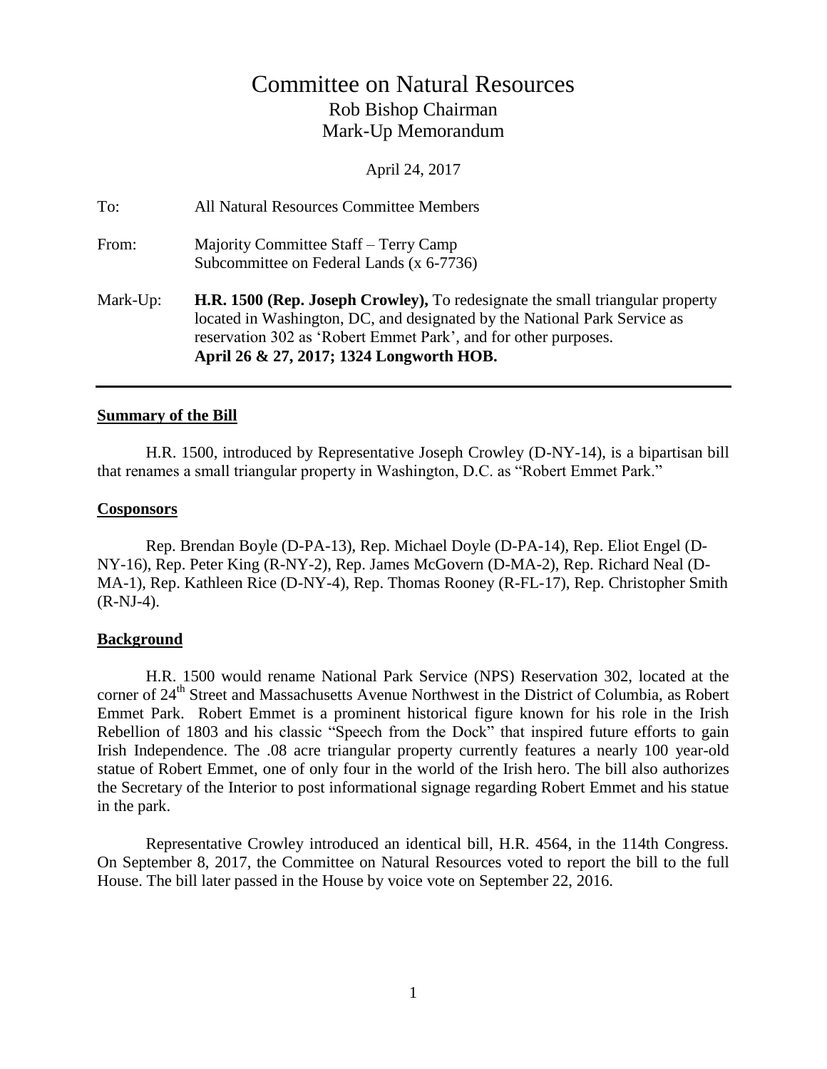# Committee on Natural Resources

## Rob Bishop Chairman

## Mark-Up Memorandum

April 24, 2017

To: All Natural Resources Committee Members

From: Majority Committee Staff – Terry Camp
Subcommittee on Federal Lands (x 6-7736)

Mark-Up: **H.R. 1500 (Rep. Joseph Crowley),** To redesignate the small triangular property located in Washington, DC, and designated by the National Park Service as reservation 302 as 'Robert Emmet Park', and for other purposes.
**April 26 & 27, 2017; 1324 Longworth HOB.**

---

### Summary of the Bill

H.R. 1500, introduced by Representative Joseph Crowley (D-NY-14), is a bipartisan bill that renames a small triangular property in Washington, D.C. as "Robert Emmet Park."

### Cosponsors

Rep. Brendan Boyle (D-PA-13), Rep. Michael Doyle (D-PA-14), Rep. Eliot Engel (D-NY-16), Rep. Peter King (R-NY-2), Rep. James McGovern (D-MA-2), Rep. Richard Neal (D-MA-1), Rep. Kathleen Rice (D-NY-4), Rep. Thomas Rooney (R-FL-17), Rep. Christopher Smith (R-NJ-4).

### Background

H.R. 1500 would rename National Park Service (NPS) Reservation 302, located at the corner of 24th Street and Massachusetts Avenue Northwest in the District of Columbia, as Robert Emmet Park. Robert Emmet is a prominent historical figure known for his role in the Irish Rebellion of 1803 and his classic "Speech from the Dock" that inspired future efforts to gain Irish Independence. The .08 acre triangular property currently features a nearly 100 year-old statue of Robert Emmet, one of only four in the world of the Irish hero. The bill also authorizes the Secretary of the Interior to post informational signage regarding Robert Emmet and his statue in the park.

Representative Crowley introduced an identical bill, H.R. 4564, in the 114th Congress. On September 8, 2017, the Committee on Natural Resources voted to report the bill to the full House. The bill later passed in the House by voice vote on September 22, 2016.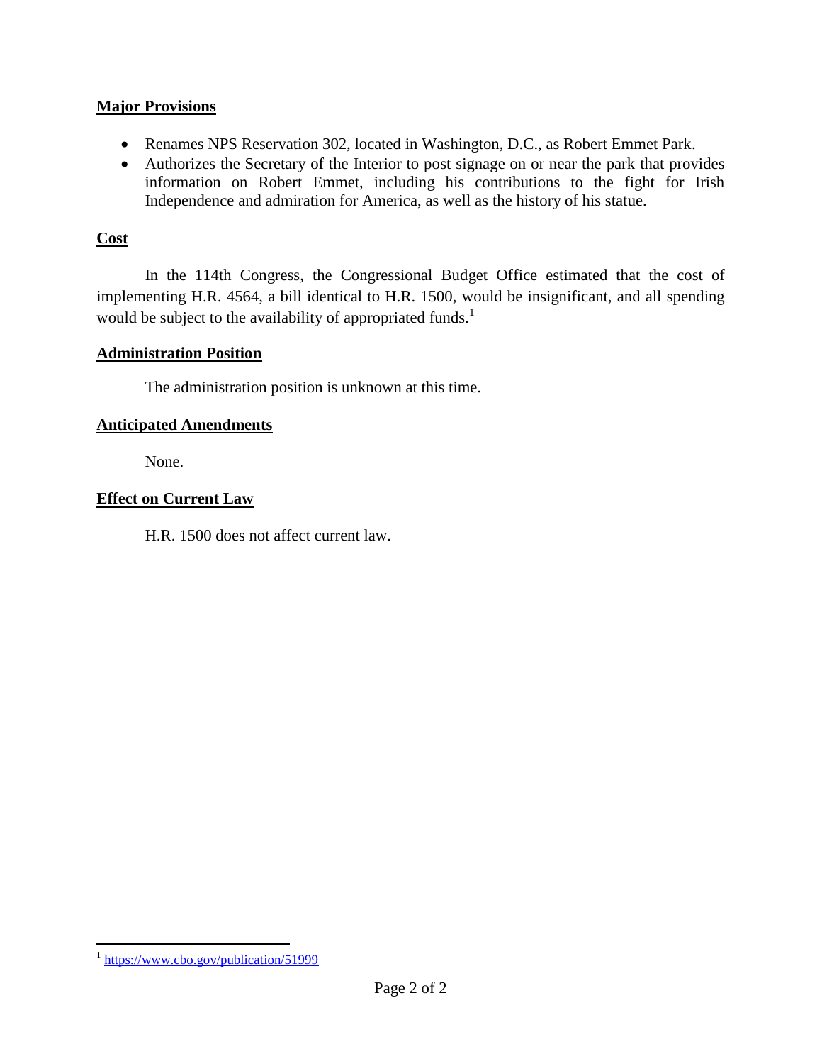## Major Provisions

- Renames NPS Reservation 302, located in Washington, D.C., as Robert Emmet Park.
- Authorizes the Secretary of the Interior to post signage on or near the park that provides information on Robert Emmet, including his contributions to the fight for Irish Independence and admiration for America, as well as the history of his statue.

## Cost

In the 114th Congress, the Congressional Budget Office estimated that the cost of implementing H.R. 4564, a bill identical to H.R. 1500, would be insignificant, and all spending would be subject to the availability of appropriated funds.[1]

## Administration Position

The administration position is unknown at this time.

## Anticipated Amendments

None.

## Effect on Current Law

H.R. 1500 does not affect current law.

---

[1] https://www.cbo.gov/publication/51999